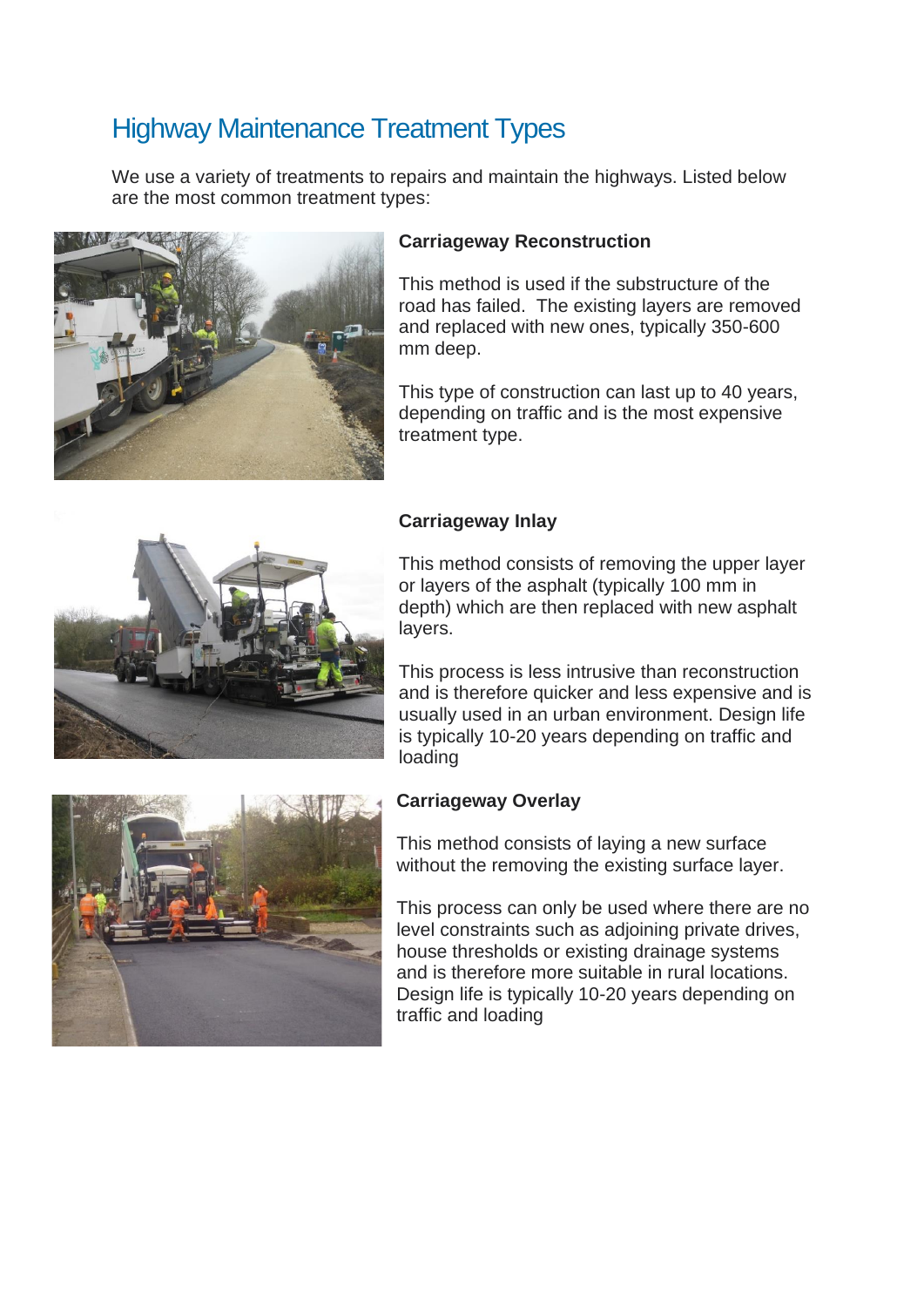# Highway Maintenance Treatment Types

We use a variety of treatments to repairs and maintain the highways. Listed below are the most common treatment types:

**Carriageway Reconstruction**

This method is used if the substructure of the road has failed. The existing layers are removed and replaced with new ones, typically 350-600 mm deep.

This type of construction can last up to 40 years, depending on traffic and is the most expensive treatment type.

**Carriageway Inlay**

This method consists of removing the upper layer or layers of the asphalt (typically 100 mm in depth) which are then replaced with new asphalt layers.

This process is less intrusive than reconstruction and is therefore quicker and less expensive and is usually used in an urban environment. Design life is typically 10-20 years depending on traffic and loading

**Carriageway Overlay**

This method consists of laying a new surface without the removing the existing surface layer.

This process can only be used where there are no level constraints such as adjoining private drives, house thresholds or existing drainage systems and is therefore more suitable in rural locations. Design life is typically 10-20 years depending on traffic and loading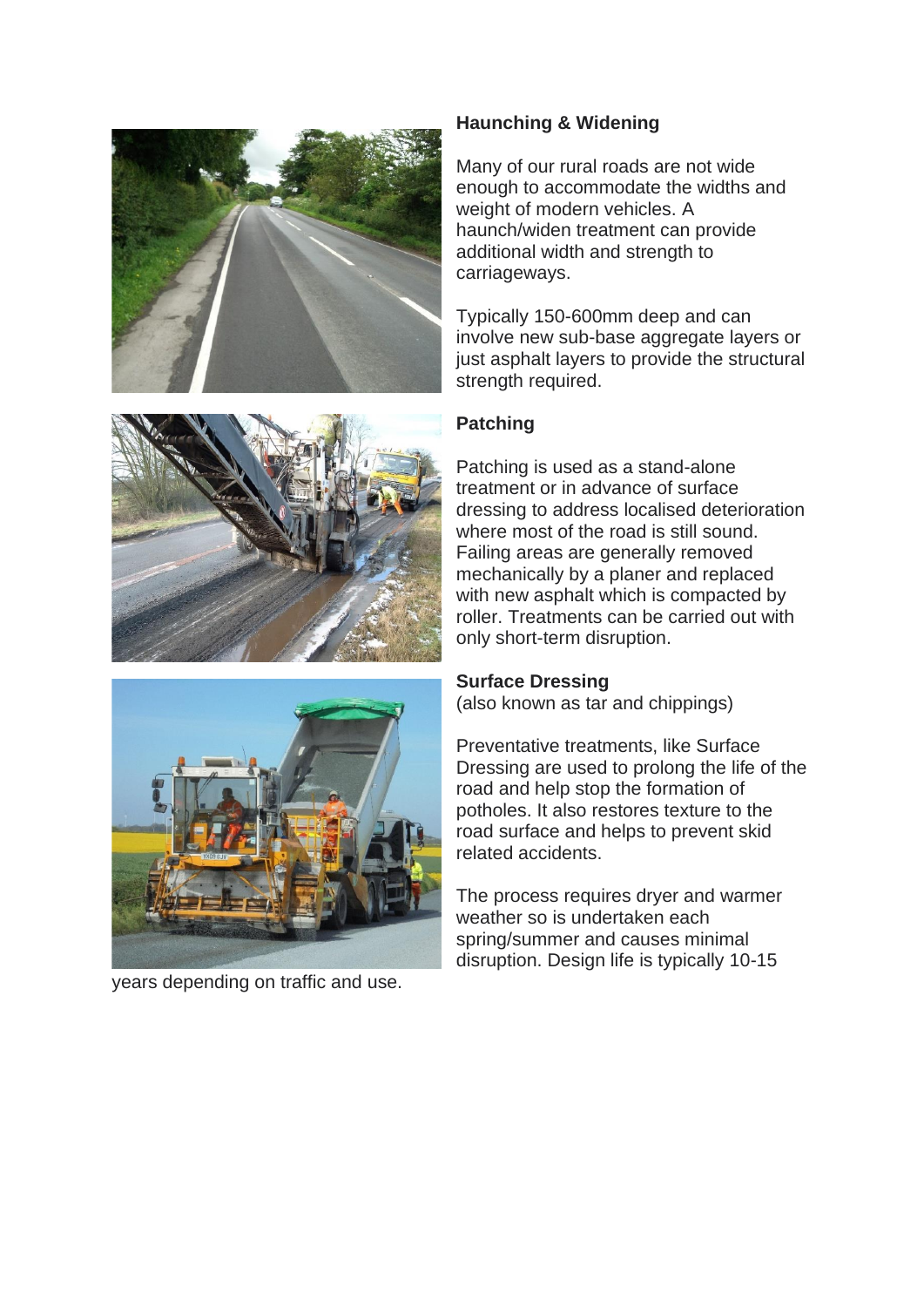**Haunching & Widening**

Many of our rural roads are not wide enough to accommodate the widths and weight of modern vehicles. A haunch/widen treatment can provide additional width and strength to carriageways.

Typically 150-600mm deep and can involve new sub-base aggregate layers or just asphalt layers to provide the structural strength required.

**Patching**

Patching is used as a stand-alone treatment or in advance of surface dressing to address localised deterioration where most of the road is still sound. Failing areas are generally removed mechanically by a planer and replaced with new asphalt which is compacted by roller. Treatments can be carried out with only short-term disruption.

**Surface Dressing**
(also known as tar and chippings)

Preventative treatments, like Surface Dressing are used to prolong the life of the road and help stop the formation of potholes. It also restores texture to the road surface and helps to prevent skid related accidents.

The process requires dryer and warmer weather so is undertaken each spring/summer and causes minimal disruption. Design life is typically 10-15 years depending on traffic and use.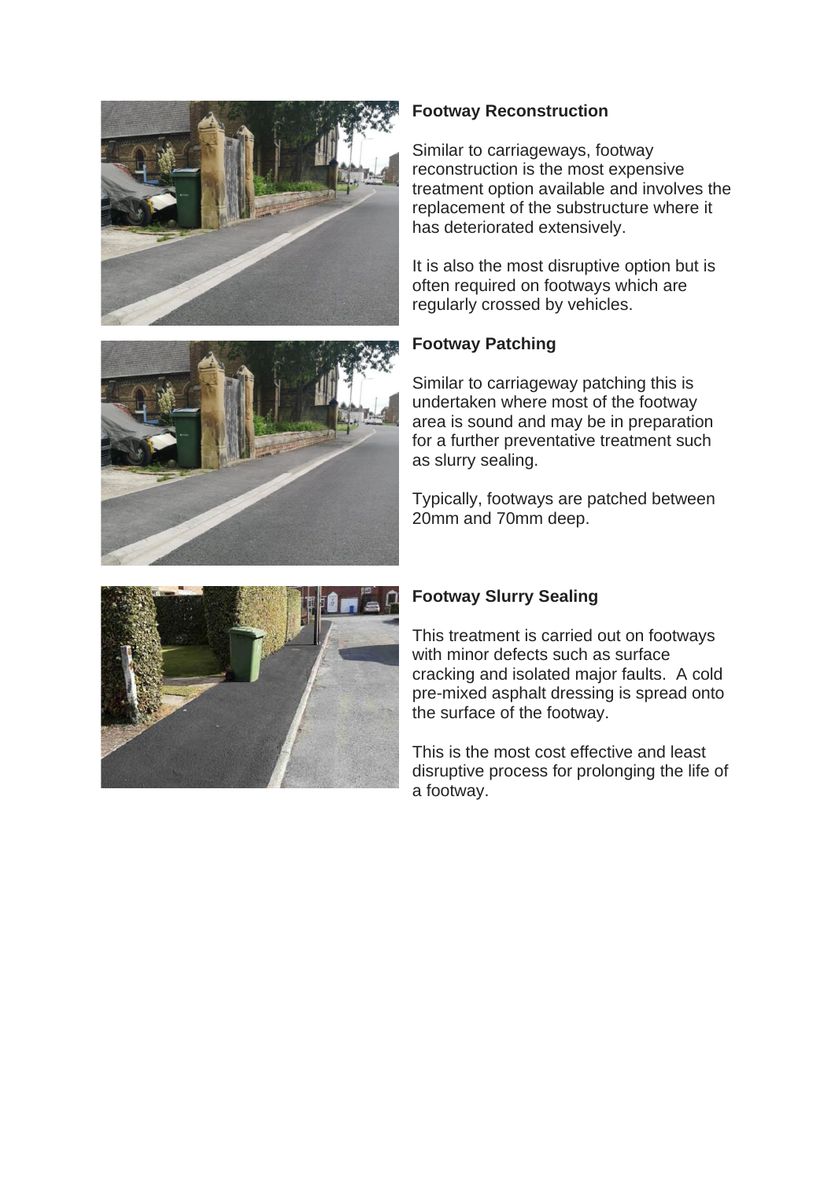**Footway Reconstruction**

Similar to carriageways, footway reconstruction is the most expensive treatment option available and involves the replacement of the substructure where it has deteriorated extensively.

It is also the most disruptive option but is often required on footways which are regularly crossed by vehicles.

**Footway Patching**

Similar to carriageway patching this is undertaken where most of the footway area is sound and may be in preparation for a further preventative treatment such as slurry sealing.

Typically, footways are patched between 20mm and 70mm deep.

**Footway Slurry Sealing**

This treatment is carried out on footways with minor defects such as surface cracking and isolated major faults. A cold pre-mixed asphalt dressing is spread onto the surface of the footway.

This is the most cost effective and least disruptive process for prolonging the life of a footway.